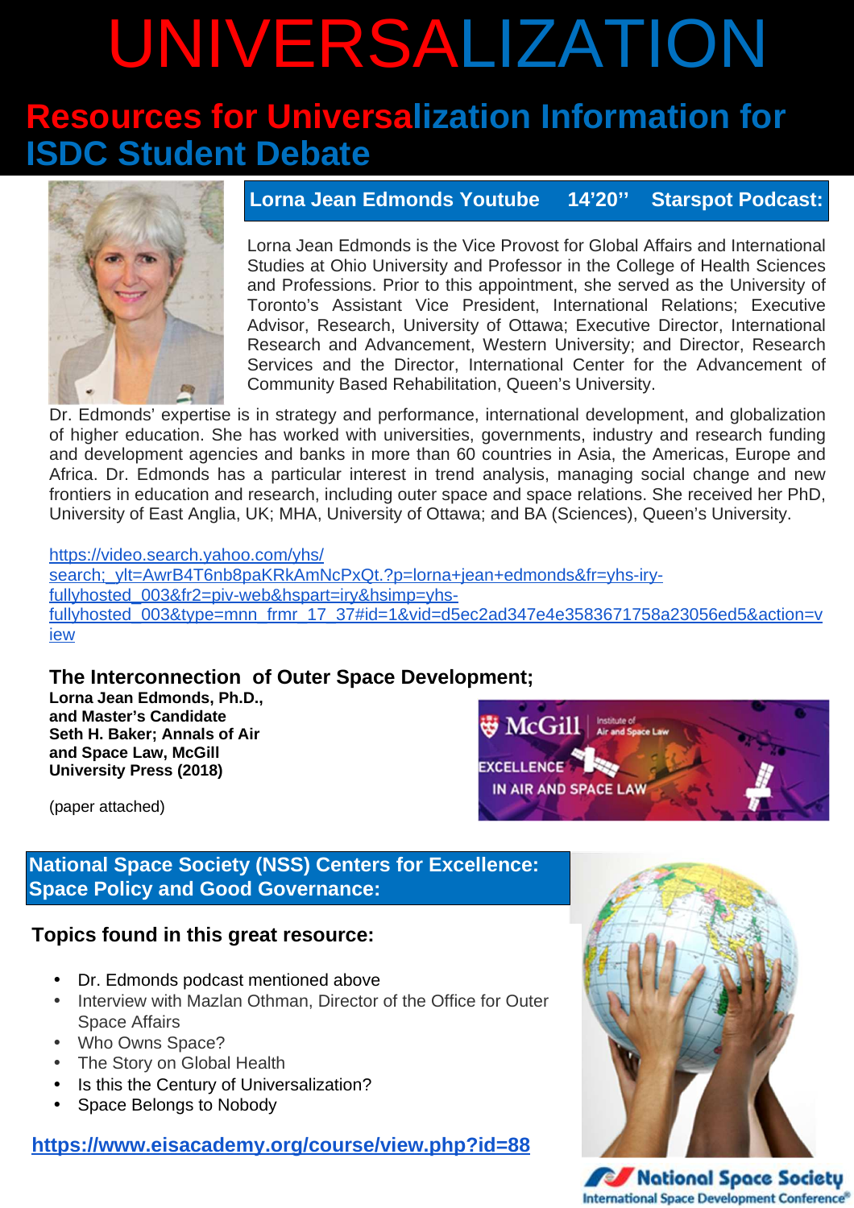# UNIVERSALIZATION

## Resources for Universalization Information for ISDC Student Debate

### Lorna Jean Edmonds Youtube 14'20'' Starspot Podcast:

Lorna Jean Edmonds is the Vice Provost for Global Affairs and International Studies at Ohio University and Professor in the College of Health Sciences and Professions. Prior to this appointment, she served as the University of Toronto's Assistant Vice President, International Relations; Executive Advisor, Research, University of Ottawa; Executive Director, International Research and Advancement, Western University; and Director, Research Services and the Director, International Center for the Advancement of Community Based Rehabilitation, Queen's University.

Dr. Edmonds' expertise is in strategy and performance, international development, and globalization of higher education. She has worked with universities, governments, industry and research funding and development agencies and banks in more than 60 countries in Asia, the Americas, Europe and Africa. Dr. Edmonds has a particular interest in trend analysis, managing social change and new frontiers in education and research, including outer space and space relations. She received her PhD, University of East Anglia, UK; MHA, University of Ottawa; and BA (Sciences), Queen's University.

https://video.search.yahoo.com/yhs/search;_ylt=AwrB4T6nb8paKRkAmNcPxQt.?p=lorna+jean+edmonds&fr=yhs-iry-fullyhosted_003&fr2=piv-web&hspart=iry&hsimp=yhs-fullyhosted_003&type=mnn_frmr_17_37#id=1&vid=d5ec2ad347e4e3583671758a23056ed5&action=view

### The Interconnection of Outer Space Development;

**Lorna Jean Edmonds, Ph.D., and Master's Candidate Seth H. Baker; Annals of Air and Space Law, McGill University Press (2018)**

(paper attached)

McGill Institute of Air and Space Law

EXCELLENCE IN AIR AND SPACE LAW

### National Space Society (NSS) Centers for Excellence: Space Policy and Good Governance:

**Topics found in this great resource:**

- Dr. Edmonds podcast mentioned above
- Interview with Mazlan Othman, Director of the Office for Outer Space Affairs
- Who Owns Space?
- The Story on Global Health
- Is this the Century of Universalization?
- Space Belongs to Nobody

**https://www.eisacademy.org/course/view.php?id=88**

National Space Society
International Space Development Conference®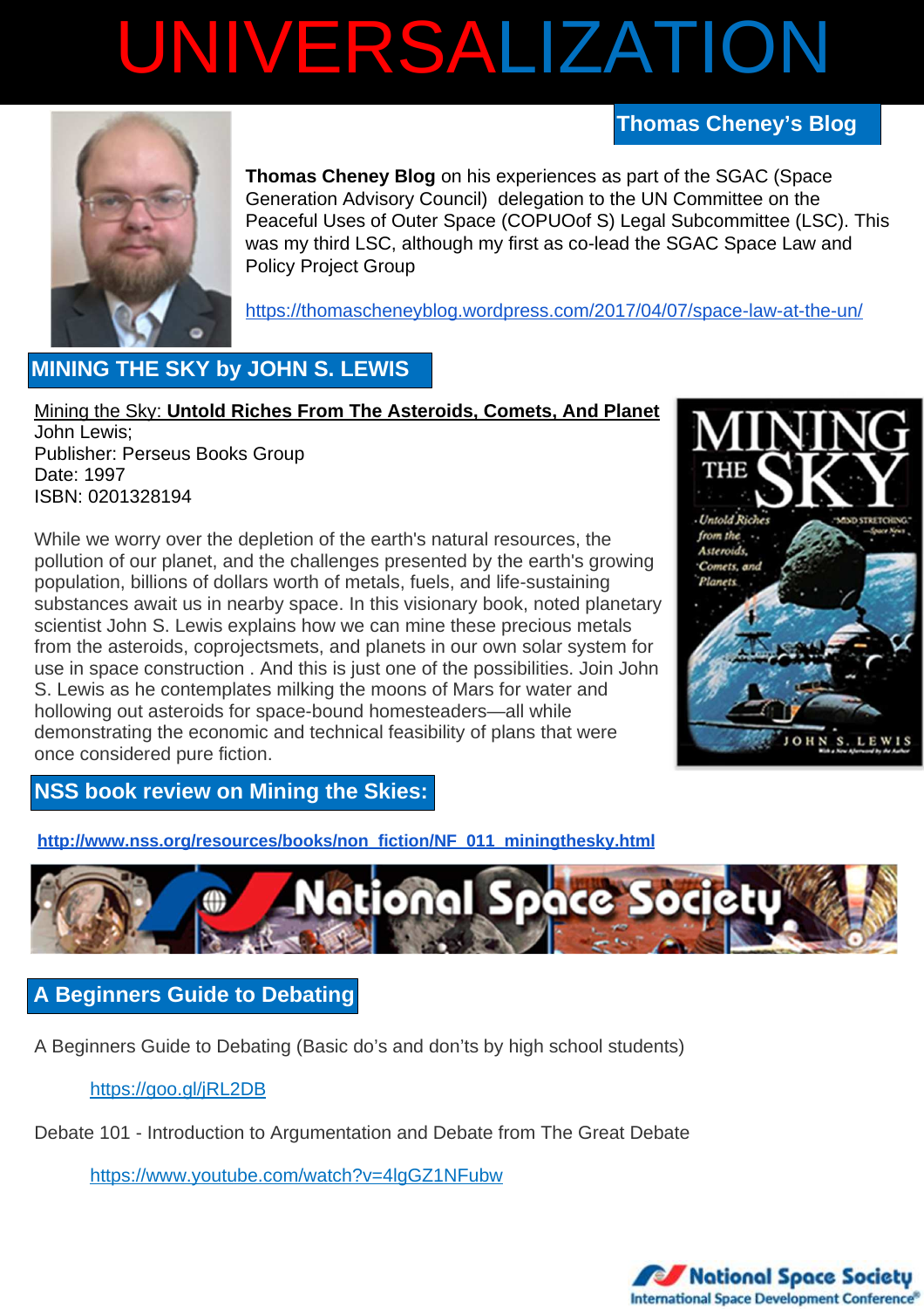# UNIVERSALIZATION

## Thomas Cheney's Blog

**Thomas Cheney Blog** on his experiences as part of the SGAC (Space Generation Advisory Council) delegation to the UN Committee on the Peaceful Uses of Outer Space (COPUOof S) Legal Subcommittee (LSC). This was my third LSC, although my first as co-lead the SGAC Space Law and Policy Project Group

https://thomascheneyblog.wordpress.com/2017/04/07/space-law-at-the-un/

## MINING THE SKY by JOHN S. LEWIS

Mining the Sky: **Untold Riches From The Asteroids, Comets, And Planet**
John Lewis;
Publisher: Perseus Books Group
Date: 1997
ISBN: 0201328194

While we worry over the depletion of the earth's natural resources, the pollution of our planet, and the challenges presented by the earth's growing population, billions of dollars worth of metals, fuels, and life-sustaining substances await us in nearby space. In this visionary book, noted planetary scientist John S. Lewis explains how we can mine these precious metals from the asteroids, coprojectsmets, and planets in our own solar system for use in space construction . And this is just one of the possibilities. Join John S. Lewis as he contemplates milking the moons of Mars for water and hollowing out asteroids for space-bound homesteaders—all while demonstrating the economic and technical feasibility of plans that were once considered pure fiction.

## NSS book review on Mining the Skies:

**http://www.nss.org/resources/books/non_fiction/NF_011_miningthesky.html**

## A Beginners Guide to Debating

A Beginners Guide to Debating (Basic do's and don'ts by high school students)

https://goo.gl/jRL2DB

Debate 101 - Introduction to Argumentation and Debate from The Great Debate

https://www.youtube.com/watch?v=4lgGZ1NFubw